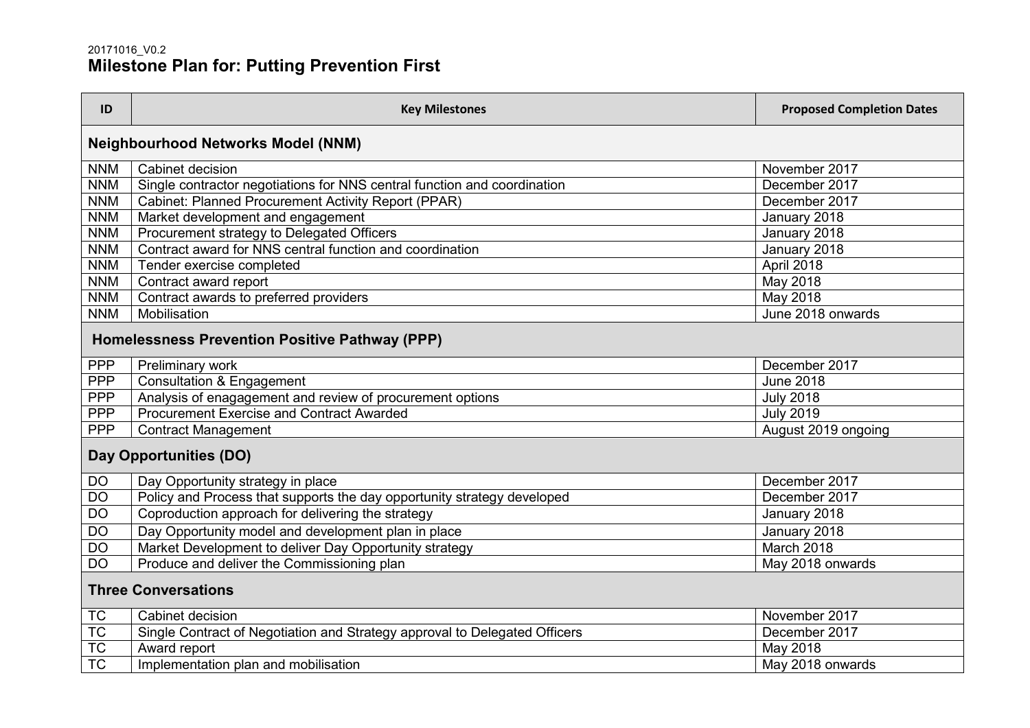20171016_V0.2

# Milestone Plan for: Putting Prevention First

| ID | Key Milestones | Proposed Completion Dates |
|---|---|---|
| **Neighbourhood Networks Model (NNM)** | | |
| NNM | Cabinet decision | November 2017 |
| NNM | Single contractor negotiations for NNS central function and coordination | December 2017 |
| NNM | Cabinet: Planned Procurement Activity Report (PPAR) | December 2017 |
| NNM | Market development and engagement | January 2018 |
| NNM | Procurement strategy to Delegated Officers | January 2018 |
| NNM | Contract award for NNS central function and coordination | January 2018 |
| NNM | Tender exercise completed | April 2018 |
| NNM | Contract award report | May 2018 |
| NNM | Contract awards to preferred providers | May 2018 |
| NNM | Mobilisation | June 2018 onwards |
| **Homelessness Prevention Positive Pathway (PPP)** | | |
| PPP | Preliminary work | December 2017 |
| PPP | Consultation & Engagement | June 2018 |
| PPP | Analysis of enagagement and review of procurement options | July 2018 |
| PPP | Procurement Exercise and Contract Awarded | July 2019 |
| PPP | Contract Management | August 2019 ongoing |
| **Day Opportunities (DO)** | | |
| DO | Day Opportunity strategy in place | December 2017 |
| DO | Policy and Process that supports the day opportunity strategy developed | December 2017 |
| DO | Coproduction approach for delivering the strategy | January 2018 |
| DO | Day Opportunity model and development plan in place | January 2018 |
| DO | Market Development to deliver Day Opportunity strategy | March 2018 |
| DO | Produce and deliver the Commissioning plan | May 2018 onwards |
| **Three Conversations** | | |
| TC | Cabinet decision | November 2017 |
| TC | Single Contract of Negotiation and Strategy approval to Delegated Officers | December 2017 |
| TC | Award report | May 2018 |
| TC | Implementation plan and mobilisation | May 2018 onwards |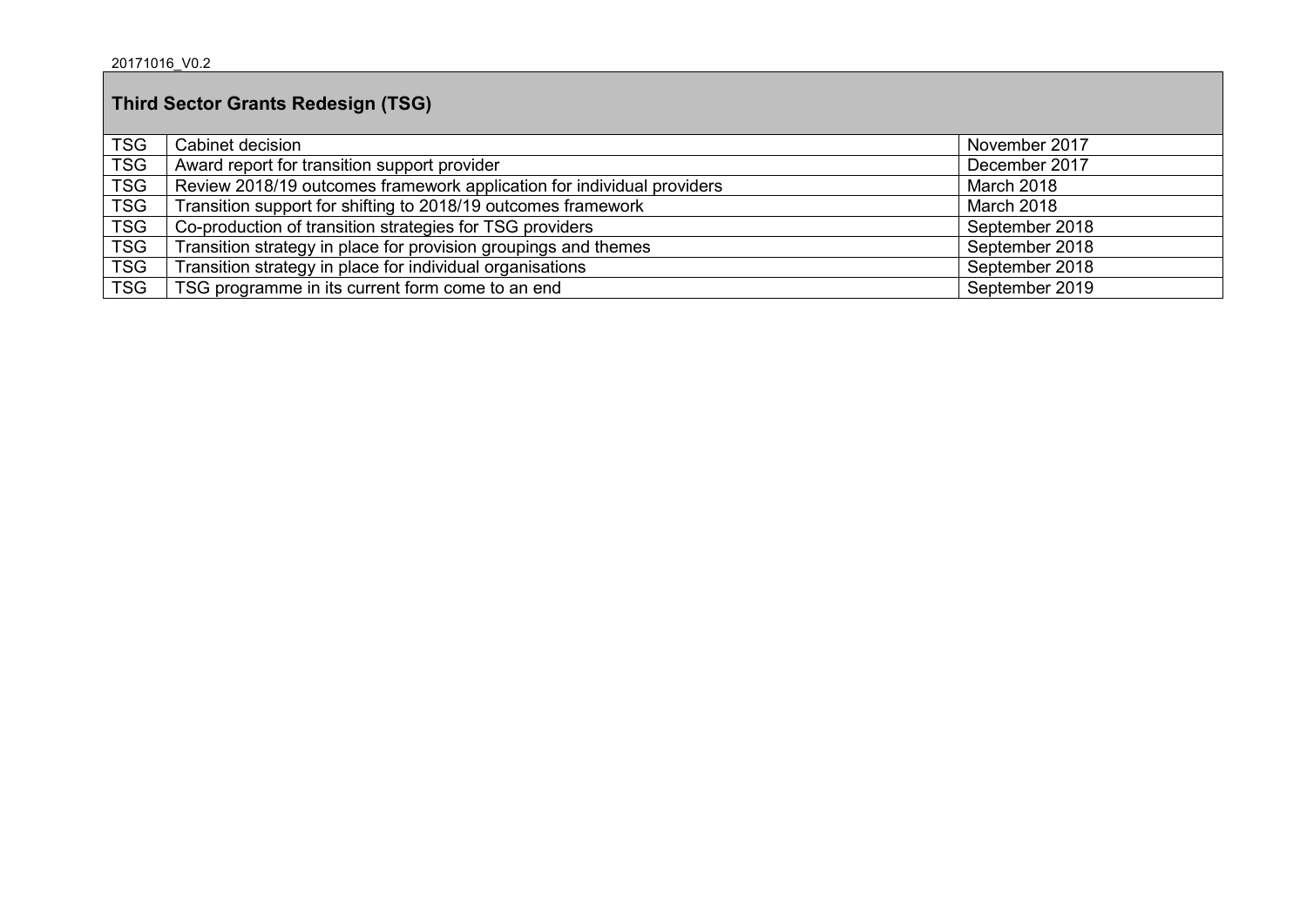20171016_V0.2

## Third Sector Grants Redesign (TSG)

| | | |
|---|---|---|
| TSG | Cabinet decision | November 2017 |
| TSG | Award report for transition support provider | December 2017 |
| TSG | Review 2018/19 outcomes framework application for individual providers | March 2018 |
| TSG | Transition support for shifting to 2018/19 outcomes framework | March 2018 |
| TSG | Co-production of transition strategies for TSG providers | September 2018 |
| TSG | Transition strategy in place for provision groupings and themes | September 2018 |
| TSG | Transition strategy in place for individual organisations | September 2018 |
| TSG | TSG programme in its current form come to an end | September 2019 |